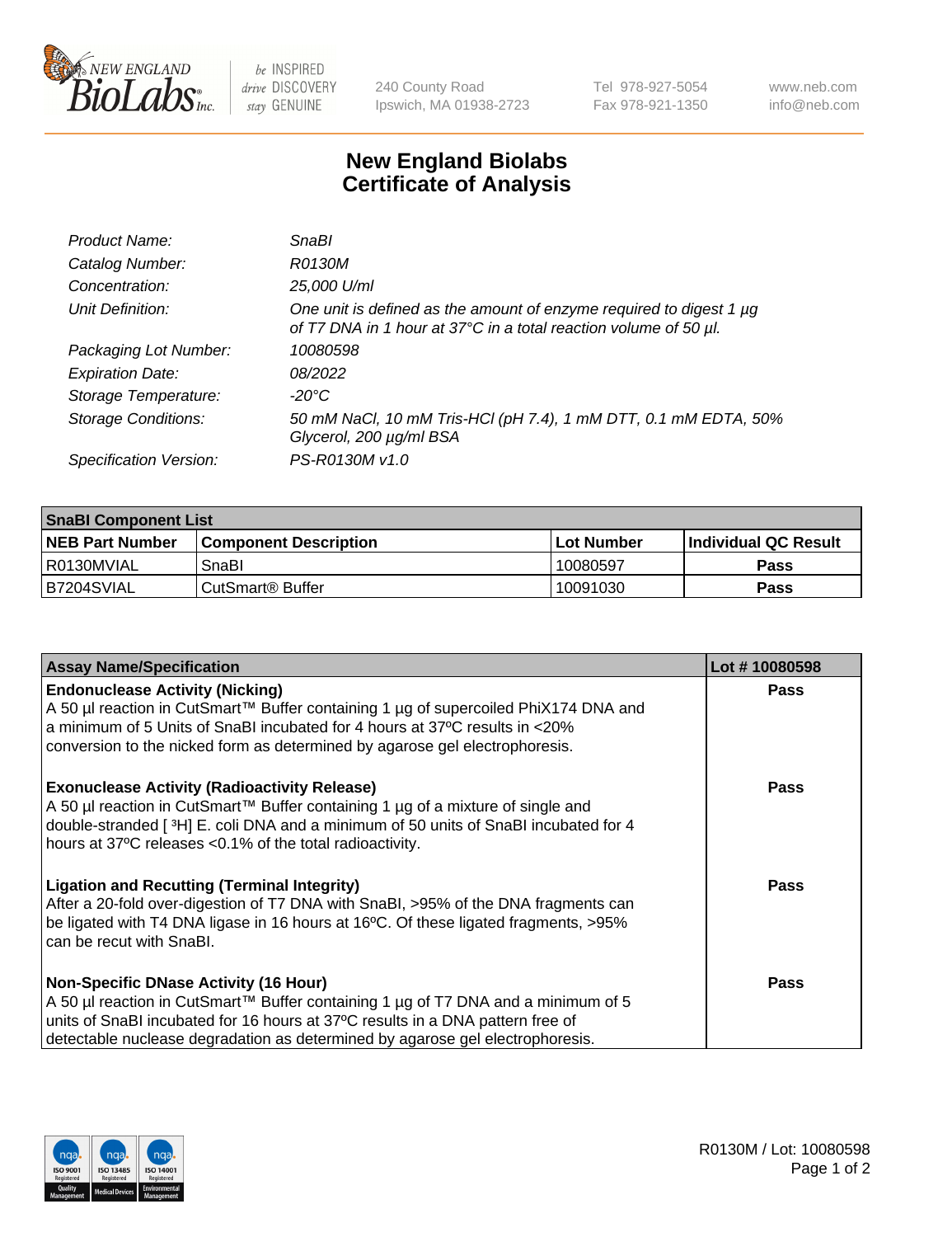New England BioLabs Inc. — be INSPIRED drive DISCOVERY stay GENUINE

240 County Road
Ipswich, MA 01938-2723

Tel 978-927-5054
Fax 978-921-1350

www.neb.com
info@neb.com

# New England Biolabs
# Certificate of Analysis

| | |
|---|---|
| *Product Name:* | *SnaBI* |
| *Catalog Number:* | *R0130M* |
| *Concentration:* | *25,000 U/ml* |
| *Unit Definition:* | *One unit is defined as the amount of enzyme required to digest 1 µg of T7 DNA in 1 hour at 37°C in a total reaction volume of 50 µl.* |
| *Packaging Lot Number:* | *10080598* |
| *Expiration Date:* | *08/2022* |
| *Storage Temperature:* | *-20°C* |
| *Storage Conditions:* | *50 mM NaCl, 10 mM Tris-HCl (pH 7.4), 1 mM DTT, 0.1 mM EDTA, 50% Glycerol, 200 µg/ml BSA* |
| *Specification Version:* | *PS-R0130M v1.0* |

| **SnaBI Component List** | | | |
|---|---|---|---|
| **NEB Part Number** | **Component Description** | **Lot Number** | **Individual QC Result** |
| R0130MVIAL | SnaBI | 10080597 | **Pass** |
| B7204SVIAL | CutSmart® Buffer | 10091030 | **Pass** |

| **Assay Name/Specification** | **Lot # 10080598** |
|---|---|
| **Endonuclease Activity (Nicking)** A 50 µl reaction in CutSmart™ Buffer containing 1 µg of supercoiled PhiX174 DNA and a minimum of 5 Units of SnaBI incubated for 4 hours at 37ºC results in <20% conversion to the nicked form as determined by agarose gel electrophoresis. | **Pass** |
| **Exonuclease Activity (Radioactivity Release)** A 50 µl reaction in CutSmart™ Buffer containing 1 µg of a mixture of single and double-stranded [ $^3$H] E. coli DNA and a minimum of 50 units of SnaBI incubated for 4 hours at 37ºC releases <0.1% of the total radioactivity. | **Pass** |
| **Ligation and Recutting (Terminal Integrity)** After a 20-fold over-digestion of T7 DNA with SnaBI, >95% of the DNA fragments can be ligated with T4 DNA ligase in 16 hours at 16ºC. Of these ligated fragments, >95% can be recut with SnaBI. | **Pass** |
| **Non-Specific DNase Activity (16 Hour)** A 50 µl reaction in CutSmart™ Buffer containing 1 µg of T7 DNA and a minimum of 5 units of SnaBI incubated for 16 hours at 37ºC results in a DNA pattern free of detectable nuclease degradation as determined by agarose gel electrophoresis. | **Pass** |

R0130M / Lot: 10080598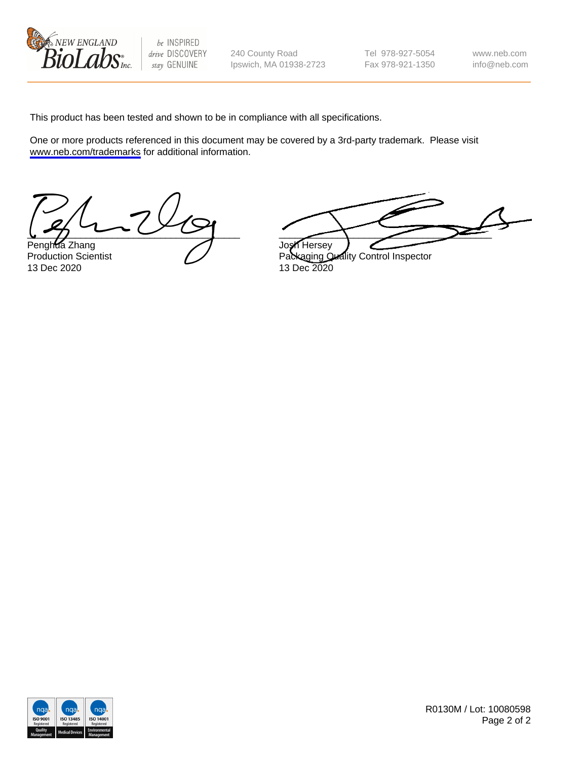This product has been tested and shown to be in compliance with all specifications.

One or more products referenced in this document may be covered by a 3rd-party trademark. Please visit www.neb.com/trademarks for additional information.

Penghua Zhang
Production Scientist
13 Dec 2020

Josh Hersey
Packaging Quality Control Inspector
13 Dec 2020

R0130M / Lot: 10080598